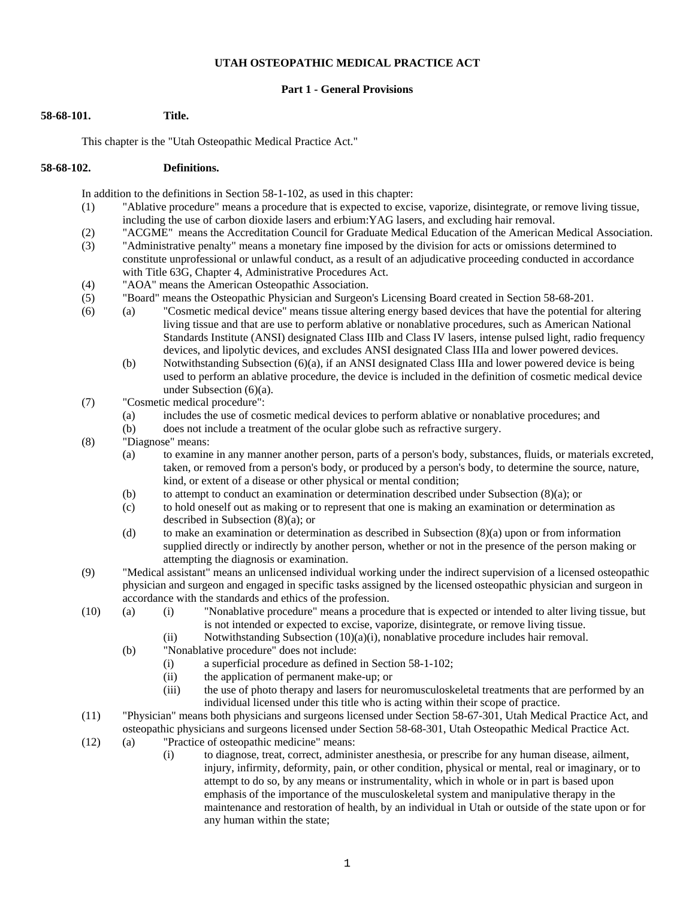# UTAH OSTEOPATHIC MEDICAL PRACTICE ACT

## Part 1 - General Provisions

### 58-68-101. Title.

This chapter is the "Utah Osteopathic Medical Practice Act."

### 58-68-102. Definitions.

In addition to the definitions in Section 58-1-102, as used in this chapter:

(1) "Ablative procedure" means a procedure that is expected to excise, vaporize, disintegrate, or remove living tissue, including the use of carbon dioxide lasers and erbium:YAG lasers, and excluding hair removal.

(2) "ACGME" means the Accreditation Council for Graduate Medical Education of the American Medical Association.

(3) "Administrative penalty" means a monetary fine imposed by the division for acts or omissions determined to constitute unprofessional or unlawful conduct, as a result of an adjudicative proceeding conducted in accordance with Title 63G, Chapter 4, Administrative Procedures Act.

(4) "AOA" means the American Osteopathic Association.

(5) "Board" means the Osteopathic Physician and Surgeon's Licensing Board created in Section 58-68-201.

(6) (a) "Cosmetic medical device" means tissue altering energy based devices that have the potential for altering living tissue and that are use to perform ablative or nonablative procedures, such as American National Standards Institute (ANSI) designated Class IIIb and Class IV lasers, intense pulsed light, radio frequency devices, and lipolytic devices, and excludes ANSI designated Class IIIa and lower powered devices.

(b) Notwithstanding Subsection (6)(a), if an ANSI designated Class IIIa and lower powered device is being used to perform an ablative procedure, the device is included in the definition of cosmetic medical device under Subsection (6)(a).

(7) "Cosmetic medical procedure":

(a) includes the use of cosmetic medical devices to perform ablative or nonablative procedures; and

(b) does not include a treatment of the ocular globe such as refractive surgery.

(8) "Diagnose" means:

(a) to examine in any manner another person, parts of a person's body, substances, fluids, or materials excreted, taken, or removed from a person's body, or produced by a person's body, to determine the source, nature, kind, or extent of a disease or other physical or mental condition;

(b) to attempt to conduct an examination or determination described under Subsection (8)(a); or

(c) to hold oneself out as making or to represent that one is making an examination or determination as described in Subsection (8)(a); or

(d) to make an examination or determination as described in Subsection (8)(a) upon or from information supplied directly or indirectly by another person, whether or not in the presence of the person making or attempting the diagnosis or examination.

(9) "Medical assistant" means an unlicensed individual working under the indirect supervision of a licensed osteopathic physician and surgeon and engaged in specific tasks assigned by the licensed osteopathic physician and surgeon in accordance with the standards and ethics of the profession.

(10) (a) (i) "Nonablative procedure" means a procedure that is expected or intended to alter living tissue, but is not intended or expected to excise, vaporize, disintegrate, or remove living tissue.

(ii) Notwithstanding Subsection (10)(a)(i), nonablative procedure includes hair removal.

(b) "Nonablative procedure" does not include:

(i) a superficial procedure as defined in Section 58-1-102;

(ii) the application of permanent make-up; or

(iii) the use of photo therapy and lasers for neuromusculoskeletal treatments that are performed by an individual licensed under this title who is acting within their scope of practice.

(11) "Physician" means both physicians and surgeons licensed under Section 58-67-301, Utah Medical Practice Act, and osteopathic physicians and surgeons licensed under Section 58-68-301, Utah Osteopathic Medical Practice Act.

(12) (a) "Practice of osteopathic medicine" means:

(i) to diagnose, treat, correct, administer anesthesia, or prescribe for any human disease, ailment, injury, infirmity, deformity, pain, or other condition, physical or mental, real or imaginary, or to attempt to do so, by any means or instrumentality, which in whole or in part is based upon emphasis of the importance of the musculoskeletal system and manipulative therapy in the maintenance and restoration of health, by an individual in Utah or outside of the state upon or for any human within the state;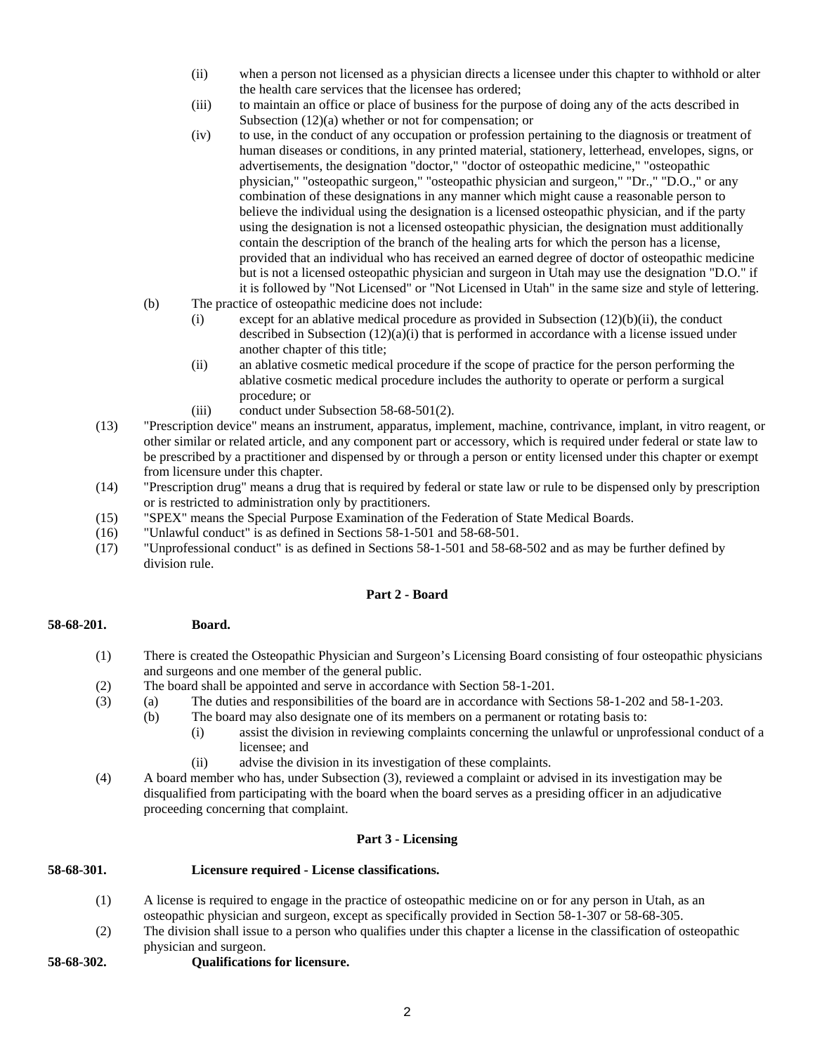(ii) when a person not licensed as a physician directs a licensee under this chapter to withhold or alter the health care services that the licensee has ordered;

(iii) to maintain an office or place of business for the purpose of doing any of the acts described in Subsection (12)(a) whether or not for compensation; or

(iv) to use, in the conduct of any occupation or profession pertaining to the diagnosis or treatment of human diseases or conditions, in any printed material, stationery, letterhead, envelopes, signs, or advertisements, the designation "doctor," "doctor of osteopathic medicine," "osteopathic physician," "osteopathic surgeon," "osteopathic physician and surgeon," "Dr.," "D.O.," or any combination of these designations in any manner which might cause a reasonable person to believe the individual using the designation is a licensed osteopathic physician, and if the party using the designation is not a licensed osteopathic physician, the designation must additionally contain the description of the branch of the healing arts for which the person has a license, provided that an individual who has received an earned degree of doctor of osteopathic medicine but is not a licensed osteopathic physician and surgeon in Utah may use the designation "D.O." if it is followed by "Not Licensed" or "Not Licensed in Utah" in the same size and style of lettering.

(b) The practice of osteopathic medicine does not include:

(i) except for an ablative medical procedure as provided in Subsection (12)(b)(ii), the conduct described in Subsection (12)(a)(i) that is performed in accordance with a license issued under another chapter of this title;

(ii) an ablative cosmetic medical procedure if the scope of practice for the person performing the ablative cosmetic medical procedure includes the authority to operate or perform a surgical procedure; or

(iii) conduct under Subsection 58-68-501(2).

(13) "Prescription device" means an instrument, apparatus, implement, machine, contrivance, implant, in vitro reagent, or other similar or related article, and any component part or accessory, which is required under federal or state law to be prescribed by a practitioner and dispensed by or through a person or entity licensed under this chapter or exempt from licensure under this chapter.

(14) "Prescription drug" means a drug that is required by federal or state law or rule to be dispensed only by prescription or is restricted to administration only by practitioners.

(15) "SPEX" means the Special Purpose Examination of the Federation of State Medical Boards.

(16) "Unlawful conduct" is as defined in Sections 58-1-501 and 58-68-501.

(17) "Unprofessional conduct" is as defined in Sections 58-1-501 and 58-68-502 and as may be further defined by division rule.

## Part 2 - Board

**58-68-201. Board.**

(1) There is created the Osteopathic Physician and Surgeon's Licensing Board consisting of four osteopathic physicians and surgeons and one member of the general public.

(2) The board shall be appointed and serve in accordance with Section 58-1-201.

(3) (a) The duties and responsibilities of the board are in accordance with Sections 58-1-202 and 58-1-203.

(b) The board may also designate one of its members on a permanent or rotating basis to:

(i) assist the division in reviewing complaints concerning the unlawful or unprofessional conduct of a licensee; and

(ii) advise the division in its investigation of these complaints.

(4) A board member who has, under Subsection (3), reviewed a complaint or advised in its investigation may be disqualified from participating with the board when the board serves as a presiding officer in an adjudicative proceeding concerning that complaint.

## Part 3 - Licensing

**58-68-301. Licensure required - License classifications.**

(1) A license is required to engage in the practice of osteopathic medicine on or for any person in Utah, as an osteopathic physician and surgeon, except as specifically provided in Section 58-1-307 or 58-68-305.

(2) The division shall issue to a person who qualifies under this chapter a license in the classification of osteopathic physician and surgeon.

**58-68-302. Qualifications for licensure.**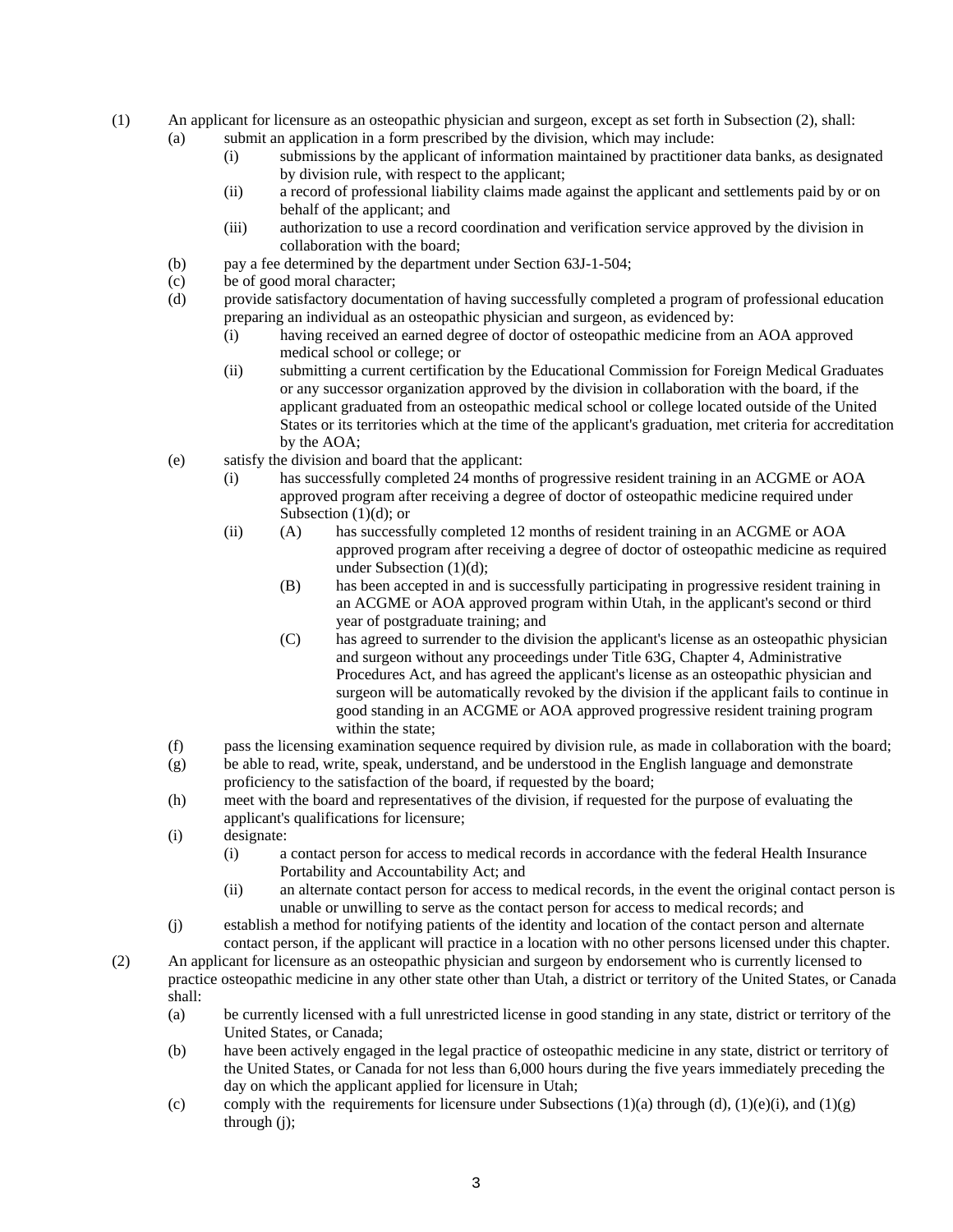(1) An applicant for licensure as an osteopathic physician and surgeon, except as set forth in Subsection (2), shall:

(a) submit an application in a form prescribed by the division, which may include:

(i) submissions by the applicant of information maintained by practitioner data banks, as designated by division rule, with respect to the applicant;

(ii) a record of professional liability claims made against the applicant and settlements paid by or on behalf of the applicant; and

(iii) authorization to use a record coordination and verification service approved by the division in collaboration with the board;

(b) pay a fee determined by the department under Section 63J-1-504;

(c) be of good moral character;

(d) provide satisfactory documentation of having successfully completed a program of professional education preparing an individual as an osteopathic physician and surgeon, as evidenced by:

(i) having received an earned degree of doctor of osteopathic medicine from an AOA approved medical school or college; or

(ii) submitting a current certification by the Educational Commission for Foreign Medical Graduates or any successor organization approved by the division in collaboration with the board, if the applicant graduated from an osteopathic medical school or college located outside of the United States or its territories which at the time of the applicant's graduation, met criteria for accreditation by the AOA;

(e) satisfy the division and board that the applicant:

(i) has successfully completed 24 months of progressive resident training in an ACGME or AOA approved program after receiving a degree of doctor of osteopathic medicine required under Subsection (1)(d); or

(ii) (A) has successfully completed 12 months of resident training in an ACGME or AOA approved program after receiving a degree of doctor of osteopathic medicine as required under Subsection (1)(d);

(B) has been accepted in and is successfully participating in progressive resident training in an ACGME or AOA approved program within Utah, in the applicant's second or third year of postgraduate training; and

(C) has agreed to surrender to the division the applicant's license as an osteopathic physician and surgeon without any proceedings under Title 63G, Chapter 4, Administrative Procedures Act, and has agreed the applicant's license as an osteopathic physician and surgeon will be automatically revoked by the division if the applicant fails to continue in good standing in an ACGME or AOA approved progressive resident training program within the state;

(f) pass the licensing examination sequence required by division rule, as made in collaboration with the board;

(g) be able to read, write, speak, understand, and be understood in the English language and demonstrate proficiency to the satisfaction of the board, if requested by the board;

(h) meet with the board and representatives of the division, if requested for the purpose of evaluating the applicant's qualifications for licensure;

(i) designate:

(i) a contact person for access to medical records in accordance with the federal Health Insurance Portability and Accountability Act; and

(ii) an alternate contact person for access to medical records, in the event the original contact person is unable or unwilling to serve as the contact person for access to medical records; and

(j) establish a method for notifying patients of the identity and location of the contact person and alternate contact person, if the applicant will practice in a location with no other persons licensed under this chapter.

(2) An applicant for licensure as an osteopathic physician and surgeon by endorsement who is currently licensed to practice osteopathic medicine in any other state other than Utah, a district or territory of the United States, or Canada shall:

(a) be currently licensed with a full unrestricted license in good standing in any state, district or territory of the United States, or Canada;

(b) have been actively engaged in the legal practice of osteopathic medicine in any state, district or territory of the United States, or Canada for not less than 6,000 hours during the five years immediately preceding the day on which the applicant applied for licensure in Utah;

(c) comply with the requirements for licensure under Subsections (1)(a) through (d), (1)(e)(i), and (1)(g) through (j);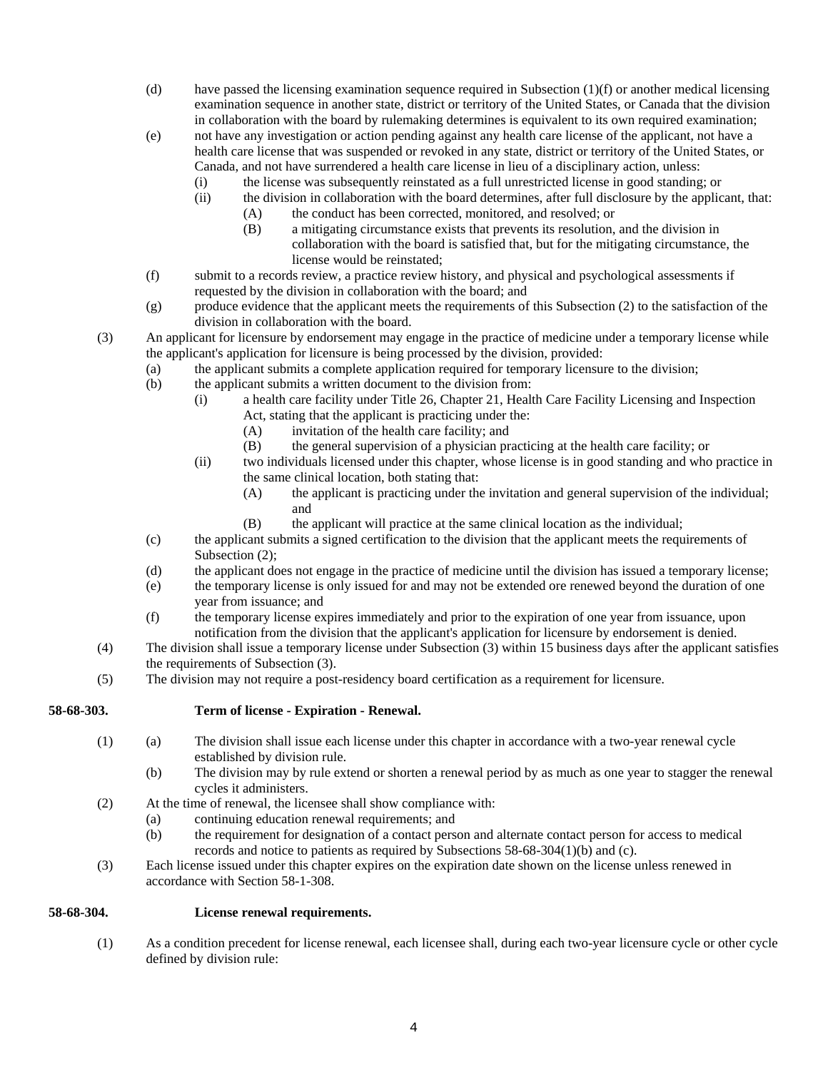(d) have passed the licensing examination sequence required in Subsection (1)(f) or another medical licensing examination sequence in another state, district or territory of the United States, or Canada that the division in collaboration with the board by rulemaking determines is equivalent to its own required examination;

(e) not have any investigation or action pending against any health care license of the applicant, not have a health care license that was suspended or revoked in any state, district or territory of the United States, or Canada, and not have surrendered a health care license in lieu of a disciplinary action, unless:

  (i) the license was subsequently reinstated as a full unrestricted license in good standing; or

  (ii) the division in collaboration with the board determines, after full disclosure by the applicant, that:

    (A) the conduct has been corrected, monitored, and resolved; or

    (B) a mitigating circumstance exists that prevents its resolution, and the division in collaboration with the board is satisfied that, but for the mitigating circumstance, the license would be reinstated;

(f) submit to a records review, a practice review history, and physical and psychological assessments if requested by the division in collaboration with the board; and

(g) produce evidence that the applicant meets the requirements of this Subsection (2) to the satisfaction of the division in collaboration with the board.

(3) An applicant for licensure by endorsement may engage in the practice of medicine under a temporary license while the applicant's application for licensure is being processed by the division, provided:

  (a) the applicant submits a complete application required for temporary licensure to the division;

  (b) the applicant submits a written document to the division from:

    (i) a health care facility under Title 26, Chapter 21, Health Care Facility Licensing and Inspection Act, stating that the applicant is practicing under the:

      (A) invitation of the health care facility; and

      (B) the general supervision of a physician practicing at the health care facility; or

    (ii) two individuals licensed under this chapter, whose license is in good standing and who practice in the same clinical location, both stating that:

      (A) the applicant is practicing under the invitation and general supervision of the individual; and

      (B) the applicant will practice at the same clinical location as the individual;

  (c) the applicant submits a signed certification to the division that the applicant meets the requirements of Subsection (2);

  (d) the applicant does not engage in the practice of medicine until the division has issued a temporary license;

  (e) the temporary license is only issued for and may not be extended ore renewed beyond the duration of one year from issuance; and

  (f) the temporary license expires immediately and prior to the expiration of one year from issuance, upon notification from the division that the applicant's application for licensure by endorsement is denied.

(4) The division shall issue a temporary license under Subsection (3) within 15 business days after the applicant satisfies the requirements of Subsection (3).

(5) The division may not require a post-residency board certification as a requirement for licensure.

### 58-68-303. Term of license - Expiration - Renewal.

(1) (a) The division shall issue each license under this chapter in accordance with a two-year renewal cycle established by division rule.

  (b) The division may by rule extend or shorten a renewal period by as much as one year to stagger the renewal cycles it administers.

(2) At the time of renewal, the licensee shall show compliance with:

  (a) continuing education renewal requirements; and

  (b) the requirement for designation of a contact person and alternate contact person for access to medical records and notice to patients as required by Subsections 58-68-304(1)(b) and (c).

(3) Each license issued under this chapter expires on the expiration date shown on the license unless renewed in accordance with Section 58-1-308.

### 58-68-304. License renewal requirements.

(1) As a condition precedent for license renewal, each licensee shall, during each two-year licensure cycle or other cycle defined by division rule: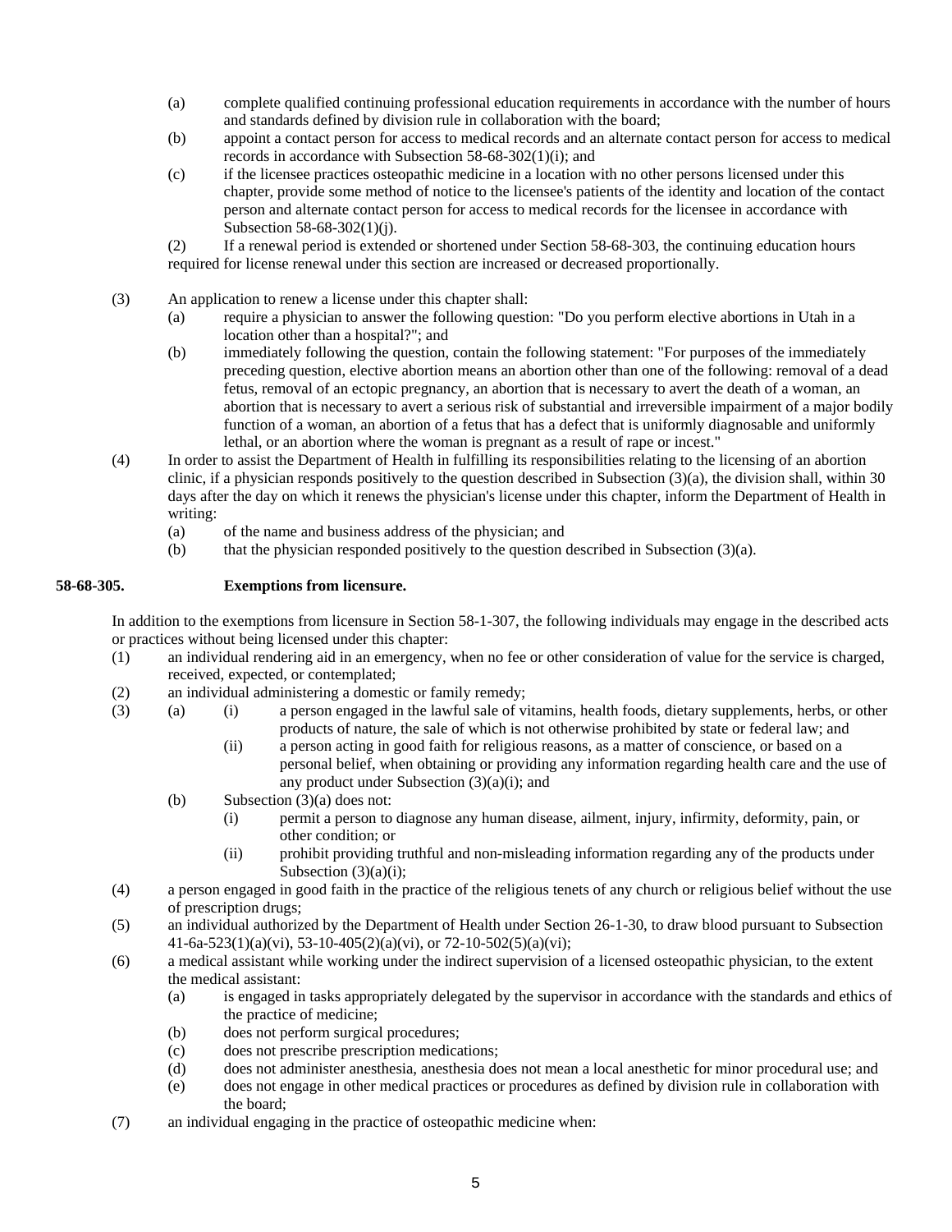(a) complete qualified continuing professional education requirements in accordance with the number of hours and standards defined by division rule in collaboration with the board;

(b) appoint a contact person for access to medical records and an alternate contact person for access to medical records in accordance with Subsection 58-68-302(1)(i); and

(c) if the licensee practices osteopathic medicine in a location with no other persons licensed under this chapter, provide some method of notice to the licensee's patients of the identity and location of the contact person and alternate contact person for access to medical records for the licensee in accordance with Subsection 58-68-302(1)(j).

(2) If a renewal period is extended or shortened under Section 58-68-303, the continuing education hours required for license renewal under this section are increased or decreased proportionally.

(3) An application to renew a license under this chapter shall:

(a) require a physician to answer the following question: "Do you perform elective abortions in Utah in a location other than a hospital?"; and

(b) immediately following the question, contain the following statement: "For purposes of the immediately preceding question, elective abortion means an abortion other than one of the following: removal of a dead fetus, removal of an ectopic pregnancy, an abortion that is necessary to avert the death of a woman, an abortion that is necessary to avert a serious risk of substantial and irreversible impairment of a major bodily function of a woman, an abortion of a fetus that has a defect that is uniformly diagnosable and uniformly lethal, or an abortion where the woman is pregnant as a result of rape or incest."

(4) In order to assist the Department of Health in fulfilling its responsibilities relating to the licensing of an abortion clinic, if a physician responds positively to the question described in Subsection (3)(a), the division shall, within 30 days after the day on which it renews the physician's license under this chapter, inform the Department of Health in writing:

(a) of the name and business address of the physician; and

(b) that the physician responded positively to the question described in Subsection (3)(a).

**58-68-305. Exemptions from licensure.**

In addition to the exemptions from licensure in Section 58-1-307, the following individuals may engage in the described acts or practices without being licensed under this chapter:

(1) an individual rendering aid in an emergency, when no fee or other consideration of value for the service is charged, received, expected, or contemplated;

(2) an individual administering a domestic or family remedy;

(3) (a) (i) a person engaged in the lawful sale of vitamins, health foods, dietary supplements, herbs, or other products of nature, the sale of which is not otherwise prohibited by state or federal law; and

(ii) a person acting in good faith for religious reasons, as a matter of conscience, or based on a personal belief, when obtaining or providing any information regarding health care and the use of any product under Subsection (3)(a)(i); and

(b) Subsection (3)(a) does not:

(i) permit a person to diagnose any human disease, ailment, injury, infirmity, deformity, pain, or other condition; or

(ii) prohibit providing truthful and non-misleading information regarding any of the products under Subsection (3)(a)(i);

(4) a person engaged in good faith in the practice of the religious tenets of any church or religious belief without the use of prescription drugs;

(5) an individual authorized by the Department of Health under Section 26-1-30, to draw blood pursuant to Subsection 41-6a-523(1)(a)(vi), 53-10-405(2)(a)(vi), or 72-10-502(5)(a)(vi);

(6) a medical assistant while working under the indirect supervision of a licensed osteopathic physician, to the extent the medical assistant:

(a) is engaged in tasks appropriately delegated by the supervisor in accordance with the standards and ethics of the practice of medicine;

(b) does not perform surgical procedures;

(c) does not prescribe prescription medications;

(d) does not administer anesthesia, anesthesia does not mean a local anesthetic for minor procedural use; and

(e) does not engage in other medical practices or procedures as defined by division rule in collaboration with the board;

(7) an individual engaging in the practice of osteopathic medicine when: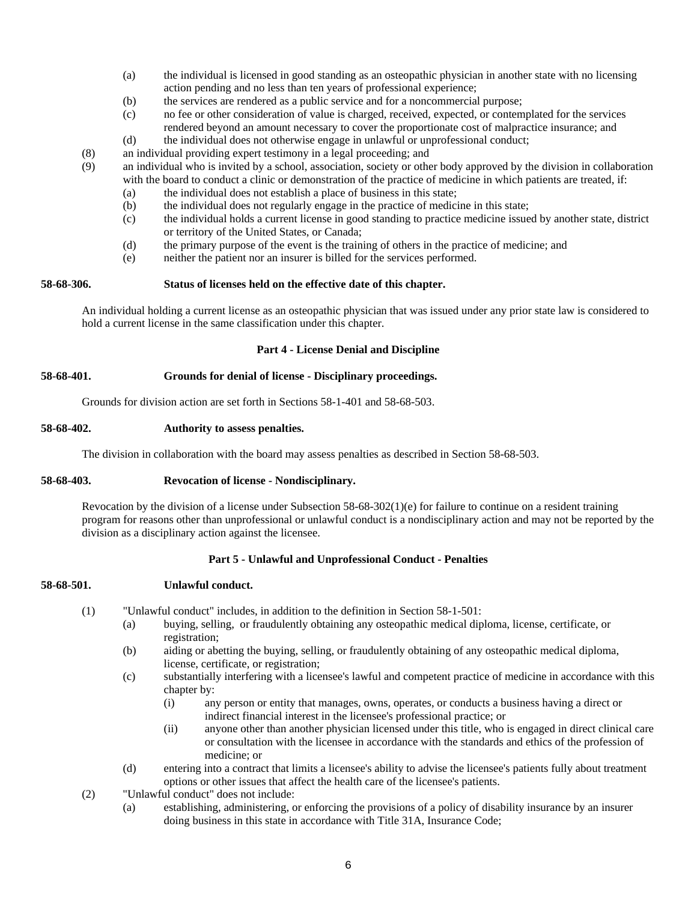(a) the individual is licensed in good standing as an osteopathic physician in another state with no licensing action pending and no less than ten years of professional experience;
(b) the services are rendered as a public service and for a noncommercial purpose;
(c) no fee or other consideration of value is charged, received, expected, or contemplated for the services rendered beyond an amount necessary to cover the proportionate cost of malpractice insurance; and
(d) the individual does not otherwise engage in unlawful or unprofessional conduct;

(8) an individual providing expert testimony in a legal proceeding; and

(9) an individual who is invited by a school, association, society or other body approved by the division in collaboration with the board to conduct a clinic or demonstration of the practice of medicine in which patients are treated, if:
(a) the individual does not establish a place of business in this state;
(b) the individual does not regularly engage in the practice of medicine in this state;
(c) the individual holds a current license in good standing to practice medicine issued by another state, district or territory of the United States, or Canada;
(d) the primary purpose of the event is the training of others in the practice of medicine; and
(e) neither the patient nor an insurer is billed for the services performed.

**58-68-306. Status of licenses held on the effective date of this chapter.**

An individual holding a current license as an osteopathic physician that was issued under any prior state law is considered to hold a current license in the same classification under this chapter.

## Part 4 - License Denial and Discipline

**58-68-401. Grounds for denial of license - Disciplinary proceedings.**

Grounds for division action are set forth in Sections 58-1-401 and 58-68-503.

**58-68-402. Authority to assess penalties.**

The division in collaboration with the board may assess penalties as described in Section 58-68-503.

**58-68-403. Revocation of license - Nondisciplinary.**

Revocation by the division of a license under Subsection 58-68-302(1)(e) for failure to continue on a resident training program for reasons other than unprofessional or unlawful conduct is a nondisciplinary action and may not be reported by the division as a disciplinary action against the licensee.

## Part 5 - Unlawful and Unprofessional Conduct - Penalties

**58-68-501. Unlawful conduct.**

(1) "Unlawful conduct" includes, in addition to the definition in Section 58-1-501:
(a) buying, selling, or fraudulently obtaining any osteopathic medical diploma, license, certificate, or registration;
(b) aiding or abetting the buying, selling, or fraudulently obtaining of any osteopathic medical diploma, license, certificate, or registration;
(c) substantially interfering with a licensee's lawful and competent practice of medicine in accordance with this chapter by:
(i) any person or entity that manages, owns, operates, or conducts a business having a direct or indirect financial interest in the licensee's professional practice; or
(ii) anyone other than another physician licensed under this title, who is engaged in direct clinical care or consultation with the licensee in accordance with the standards and ethics of the profession of medicine; or
(d) entering into a contract that limits a licensee's ability to advise the licensee's patients fully about treatment options or other issues that affect the health care of the licensee's patients.

(2) "Unlawful conduct" does not include:
(a) establishing, administering, or enforcing the provisions of a policy of disability insurance by an insurer doing business in this state in accordance with Title 31A, Insurance Code;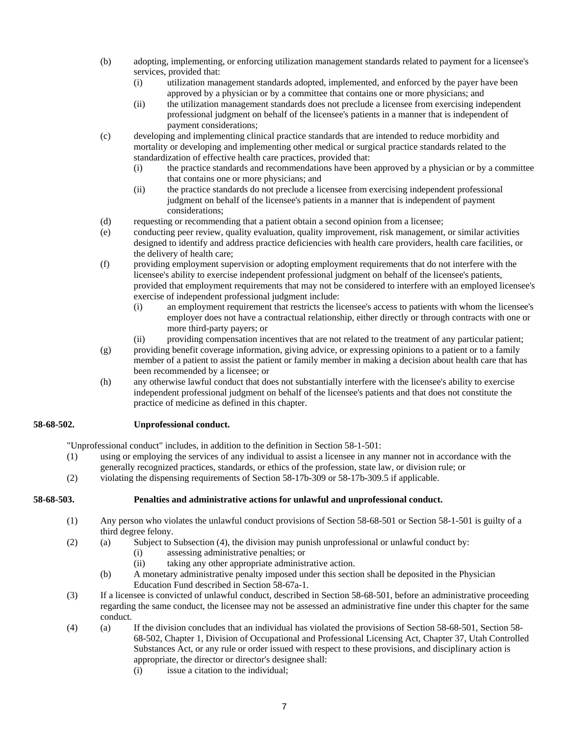(b) adopting, implementing, or enforcing utilization management standards related to payment for a licensee's services, provided that:
  (i) utilization management standards adopted, implemented, and enforced by the payer have been approved by a physician or by a committee that contains one or more physicians; and
  (ii) the utilization management standards does not preclude a licensee from exercising independent professional judgment on behalf of the licensee's patients in a manner that is independent of payment considerations;

(c) developing and implementing clinical practice standards that are intended to reduce morbidity and mortality or developing and implementing other medical or surgical practice standards related to the standardization of effective health care practices, provided that:
  (i) the practice standards and recommendations have been approved by a physician or by a committee that contains one or more physicians; and
  (ii) the practice standards do not preclude a licensee from exercising independent professional judgment on behalf of the licensee's patients in a manner that is independent of payment considerations;

(d) requesting or recommending that a patient obtain a second opinion from a licensee;

(e) conducting peer review, quality evaluation, quality improvement, risk management, or similar activities designed to identify and address practice deficiencies with health care providers, health care facilities, or the delivery of health care;

(f) providing employment supervision or adopting employment requirements that do not interfere with the licensee's ability to exercise independent professional judgment on behalf of the licensee's patients, provided that employment requirements that may not be considered to interfere with an employed licensee's exercise of independent professional judgment include:
  (i) an employment requirement that restricts the licensee's access to patients with whom the licensee's employer does not have a contractual relationship, either directly or through contracts with one or more third-party payers; or
  (ii) providing compensation incentives that are not related to the treatment of any particular patient;

(g) providing benefit coverage information, giving advice, or expressing opinions to a patient or to a family member of a patient to assist the patient or family member in making a decision about health care that has been recommended by a licensee; or

(h) any otherwise lawful conduct that does not substantially interfere with the licensee's ability to exercise independent professional judgment on behalf of the licensee's patients and that does not constitute the practice of medicine as defined in this chapter.

**58-68-502. Unprofessional conduct.**

"Unprofessional conduct" includes, in addition to the definition in Section 58-1-501:

(1) using or employing the services of any individual to assist a licensee in any manner not in accordance with the generally recognized practices, standards, or ethics of the profession, state law, or division rule; or

(2) violating the dispensing requirements of Section 58-17b-309 or 58-17b-309.5 if applicable.

**58-68-503. Penalties and administrative actions for unlawful and unprofessional conduct.**

(1) Any person who violates the unlawful conduct provisions of Section 58-68-501 or Section 58-1-501 is guilty of a third degree felony.

(2) (a) Subject to Subsection (4), the division may punish unprofessional or unlawful conduct by:
  (i) assessing administrative penalties; or
  (ii) taking any other appropriate administrative action.

(b) A monetary administrative penalty imposed under this section shall be deposited in the Physician Education Fund described in Section 58-67a-1.

(3) If a licensee is convicted of unlawful conduct, described in Section 58-68-501, before an administrative proceeding regarding the same conduct, the licensee may not be assessed an administrative fine under this chapter for the same conduct.

(4) (a) If the division concludes that an individual has violated the provisions of Section 58-68-501, Section 58-68-502, Chapter 1, Division of Occupational and Professional Licensing Act, Chapter 37, Utah Controlled Substances Act, or any rule or order issued with respect to these provisions, and disciplinary action is appropriate, the director or director's designee shall:
  (i) issue a citation to the individual;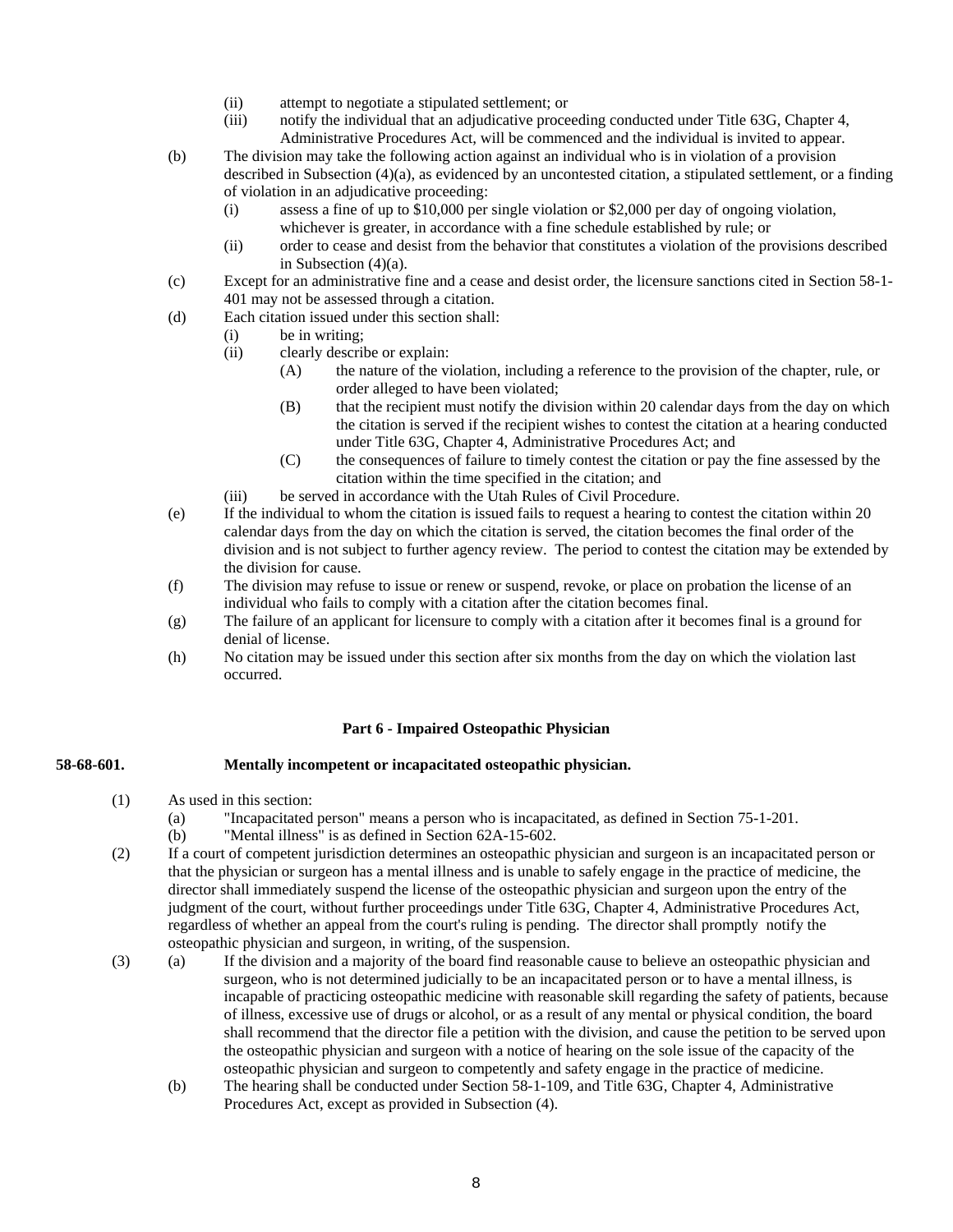(ii) attempt to negotiate a stipulated settlement; or

(iii) notify the individual that an adjudicative proceeding conducted under Title 63G, Chapter 4, Administrative Procedures Act, will be commenced and the individual is invited to appear.

(b) The division may take the following action against an individual who is in violation of a provision described in Subsection (4)(a), as evidenced by an uncontested citation, a stipulated settlement, or a finding of violation in an adjudicative proceeding:

(i) assess a fine of up to $10,000 per single violation or $2,000 per day of ongoing violation, whichever is greater, in accordance with a fine schedule established by rule; or

(ii) order to cease and desist from the behavior that constitutes a violation of the provisions described in Subsection (4)(a).

(c) Except for an administrative fine and a cease and desist order, the licensure sanctions cited in Section 58-1-401 may not be assessed through a citation.

(d) Each citation issued under this section shall:

(i) be in writing;

(ii) clearly describe or explain:

(A) the nature of the violation, including a reference to the provision of the chapter, rule, or order alleged to have been violated;

(B) that the recipient must notify the division within 20 calendar days from the day on which the citation is served if the recipient wishes to contest the citation at a hearing conducted under Title 63G, Chapter 4, Administrative Procedures Act; and

(C) the consequences of failure to timely contest the citation or pay the fine assessed by the citation within the time specified in the citation; and

(iii) be served in accordance with the Utah Rules of Civil Procedure.

(e) If the individual to whom the citation is issued fails to request a hearing to contest the citation within 20 calendar days from the day on which the citation is served, the citation becomes the final order of the division and is not subject to further agency review. The period to contest the citation may be extended by the division for cause.

(f) The division may refuse to issue or renew or suspend, revoke, or place on probation the license of an individual who fails to comply with a citation after the citation becomes final.

(g) The failure of an applicant for licensure to comply with a citation after it becomes final is a ground for denial of license.

(h) No citation may be issued under this section after six months from the day on which the violation last occurred.

## Part 6 - Impaired Osteopathic Physician

**58-68-601. Mentally incompetent or incapacitated osteopathic physician.**

(1) As used in this section:

(a) "Incapacitated person" means a person who is incapacitated, as defined in Section 75-1-201.

(b) "Mental illness" is as defined in Section 62A-15-602.

(2) If a court of competent jurisdiction determines an osteopathic physician and surgeon is an incapacitated person or that the physician or surgeon has a mental illness and is unable to safely engage in the practice of medicine, the director shall immediately suspend the license of the osteopathic physician and surgeon upon the entry of the judgment of the court, without further proceedings under Title 63G, Chapter 4, Administrative Procedures Act, regardless of whether an appeal from the court's ruling is pending. The director shall promptly notify the osteopathic physician and surgeon, in writing, of the suspension.

(3) (a) If the division and a majority of the board find reasonable cause to believe an osteopathic physician and surgeon, who is not determined judicially to be an incapacitated person or to have a mental illness, is incapable of practicing osteopathic medicine with reasonable skill regarding the safety of patients, because of illness, excessive use of drugs or alcohol, or as a result of any mental or physical condition, the board shall recommend that the director file a petition with the division, and cause the petition to be served upon the osteopathic physician and surgeon with a notice of hearing on the sole issue of the capacity of the osteopathic physician and surgeon to competently and safety engage in the practice of medicine.

(b) The hearing shall be conducted under Section 58-1-109, and Title 63G, Chapter 4, Administrative Procedures Act, except as provided in Subsection (4).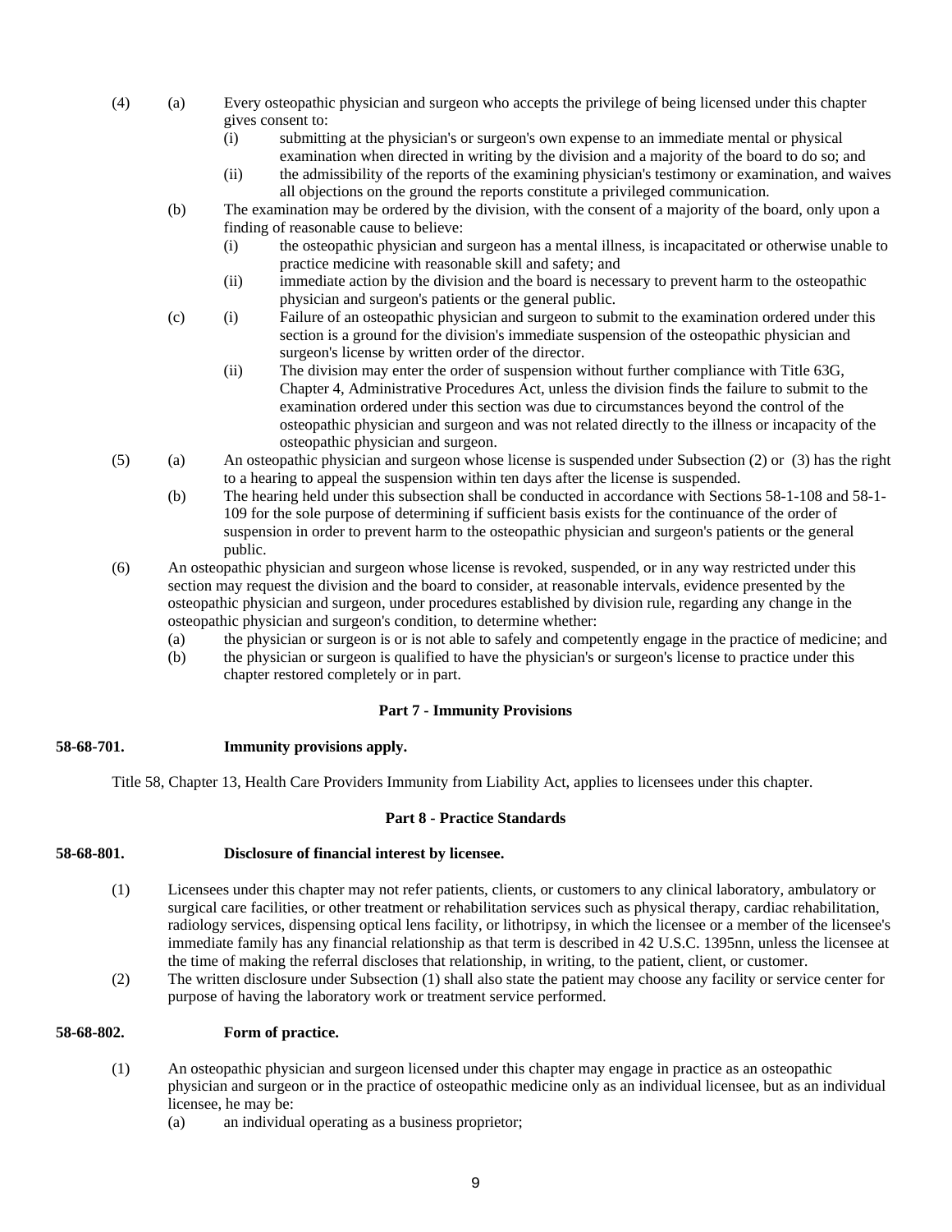(4) (a) Every osteopathic physician and surgeon who accepts the privilege of being licensed under this chapter gives consent to:

(i) submitting at the physician's or surgeon's own expense to an immediate mental or physical examination when directed in writing by the division and a majority of the board to do so; and

(ii) the admissibility of the reports of the examining physician's testimony or examination, and waives all objections on the ground the reports constitute a privileged communication.

(b) The examination may be ordered by the division, with the consent of a majority of the board, only upon a finding of reasonable cause to believe:

(i) the osteopathic physician and surgeon has a mental illness, is incapacitated or otherwise unable to practice medicine with reasonable skill and safety; and

(ii) immediate action by the division and the board is necessary to prevent harm to the osteopathic physician and surgeon's patients or the general public.

(c) (i) Failure of an osteopathic physician and surgeon to submit to the examination ordered under this section is a ground for the division's immediate suspension of the osteopathic physician and surgeon's license by written order of the director.

(ii) The division may enter the order of suspension without further compliance with Title 63G, Chapter 4, Administrative Procedures Act, unless the division finds the failure to submit to the examination ordered under this section was due to circumstances beyond the control of the osteopathic physician and surgeon and was not related directly to the illness or incapacity of the osteopathic physician and surgeon.

(5) (a) An osteopathic physician and surgeon whose license is suspended under Subsection (2) or (3) has the right to a hearing to appeal the suspension within ten days after the license is suspended.

(b) The hearing held under this subsection shall be conducted in accordance with Sections 58-1-108 and 58-1-109 for the sole purpose of determining if sufficient basis exists for the continuance of the order of suspension in order to prevent harm to the osteopathic physician and surgeon's patients or the general public.

(6) An osteopathic physician and surgeon whose license is revoked, suspended, or in any way restricted under this section may request the division and the board to consider, at reasonable intervals, evidence presented by the osteopathic physician and surgeon, under procedures established by division rule, regarding any change in the osteopathic physician and surgeon's condition, to determine whether:

(a) the physician or surgeon is or is not able to safely and competently engage in the practice of medicine; and

(b) the physician or surgeon is qualified to have the physician's or surgeon's license to practice under this chapter restored completely or in part.

## Part 7 - Immunity Provisions

**58-68-701. Immunity provisions apply.**

Title 58, Chapter 13, Health Care Providers Immunity from Liability Act, applies to licensees under this chapter.

## Part 8 - Practice Standards

**58-68-801. Disclosure of financial interest by licensee.**

(1) Licensees under this chapter may not refer patients, clients, or customers to any clinical laboratory, ambulatory or surgical care facilities, or other treatment or rehabilitation services such as physical therapy, cardiac rehabilitation, radiology services, dispensing optical lens facility, or lithotripsy, in which the licensee or a member of the licensee's immediate family has any financial relationship as that term is described in 42 U.S.C. 1395nn, unless the licensee at the time of making the referral discloses that relationship, in writing, to the patient, client, or customer.

(2) The written disclosure under Subsection (1) shall also state the patient may choose any facility or service center for purpose of having the laboratory work or treatment service performed.

**58-68-802. Form of practice.**

(1) An osteopathic physician and surgeon licensed under this chapter may engage in practice as an osteopathic physician and surgeon or in the practice of osteopathic medicine only as an individual licensee, but as an individual licensee, he may be:

(a) an individual operating as a business proprietor;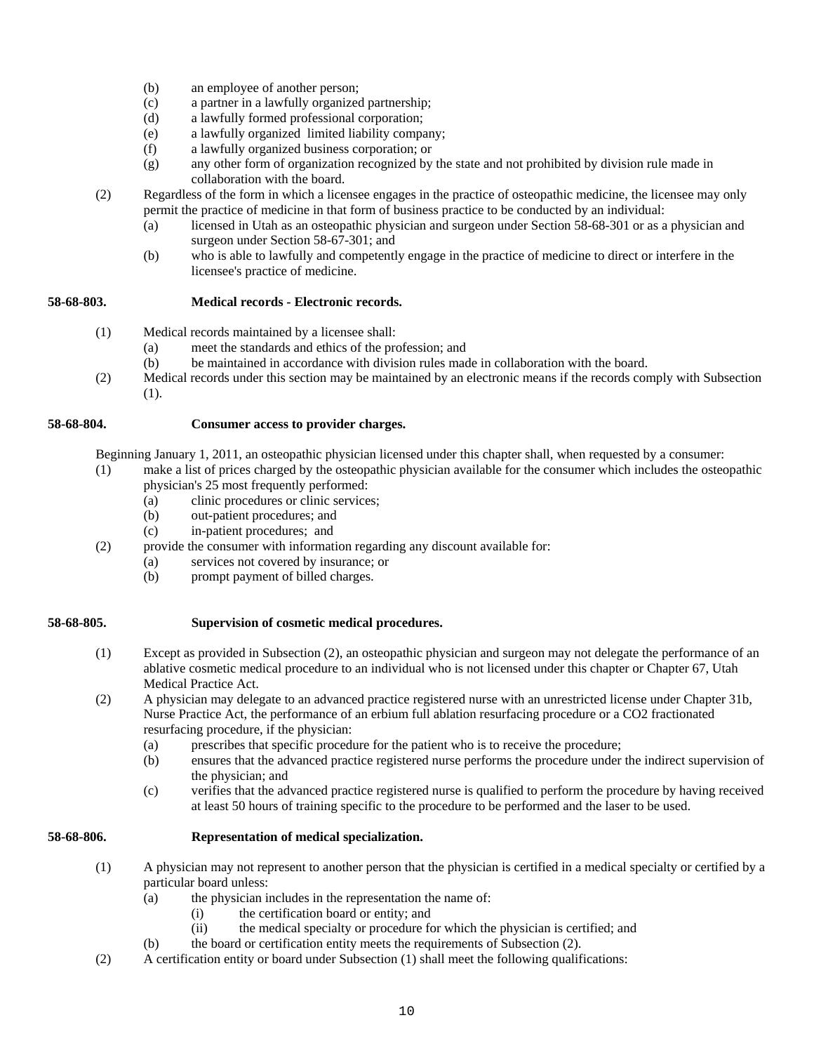- (b) an employee of another person;
- (c) a partner in a lawfully organized partnership;
- (d) a lawfully formed professional corporation;
- (e) a lawfully organized limited liability company;
- (f) a lawfully organized business corporation; or
- (g) any other form of organization recognized by the state and not prohibited by division rule made in collaboration with the board.

(2) Regardless of the form in which a licensee engages in the practice of osteopathic medicine, the licensee may only permit the practice of medicine in that form of business practice to be conducted by an individual:
- (a) licensed in Utah as an osteopathic physician and surgeon under Section 58-68-301 or as a physician and surgeon under Section 58-67-301; and
- (b) who is able to lawfully and competently engage in the practice of medicine to direct or interfere in the licensee's practice of medicine.

**58-68-803. Medical records - Electronic records.**

(1) Medical records maintained by a licensee shall:
- (a) meet the standards and ethics of the profession; and
- (b) be maintained in accordance with division rules made in collaboration with the board.

(2) Medical records under this section may be maintained by an electronic means if the records comply with Subsection (1).

**58-68-804. Consumer access to provider charges.**

Beginning January 1, 2011, an osteopathic physician licensed under this chapter shall, when requested by a consumer:

(1) make a list of prices charged by the osteopathic physician available for the consumer which includes the osteopathic physician's 25 most frequently performed:
- (a) clinic procedures or clinic services;
- (b) out-patient procedures; and
- (c) in-patient procedures; and

(2) provide the consumer with information regarding any discount available for:
- (a) services not covered by insurance; or
- (b) prompt payment of billed charges.

**58-68-805. Supervision of cosmetic medical procedures.**

(1) Except as provided in Subsection (2), an osteopathic physician and surgeon may not delegate the performance of an ablative cosmetic medical procedure to an individual who is not licensed under this chapter or Chapter 67, Utah Medical Practice Act.

(2) A physician may delegate to an advanced practice registered nurse with an unrestricted license under Chapter 31b, Nurse Practice Act, the performance of an erbium full ablation resurfacing procedure or a CO2 fractionated resurfacing procedure, if the physician:
- (a) prescribes that specific procedure for the patient who is to receive the procedure;
- (b) ensures that the advanced practice registered nurse performs the procedure under the indirect supervision of the physician; and
- (c) verifies that the advanced practice registered nurse is qualified to perform the procedure by having received at least 50 hours of training specific to the procedure to be performed and the laser to be used.

**58-68-806. Representation of medical specialization.**

(1) A physician may not represent to another person that the physician is certified in a medical specialty or certified by a particular board unless:
- (a) the physician includes in the representation the name of:
  - (i) the certification board or entity; and
  - (ii) the medical specialty or procedure for which the physician is certified; and
- (b) the board or certification entity meets the requirements of Subsection (2).

(2) A certification entity or board under Subsection (1) shall meet the following qualifications: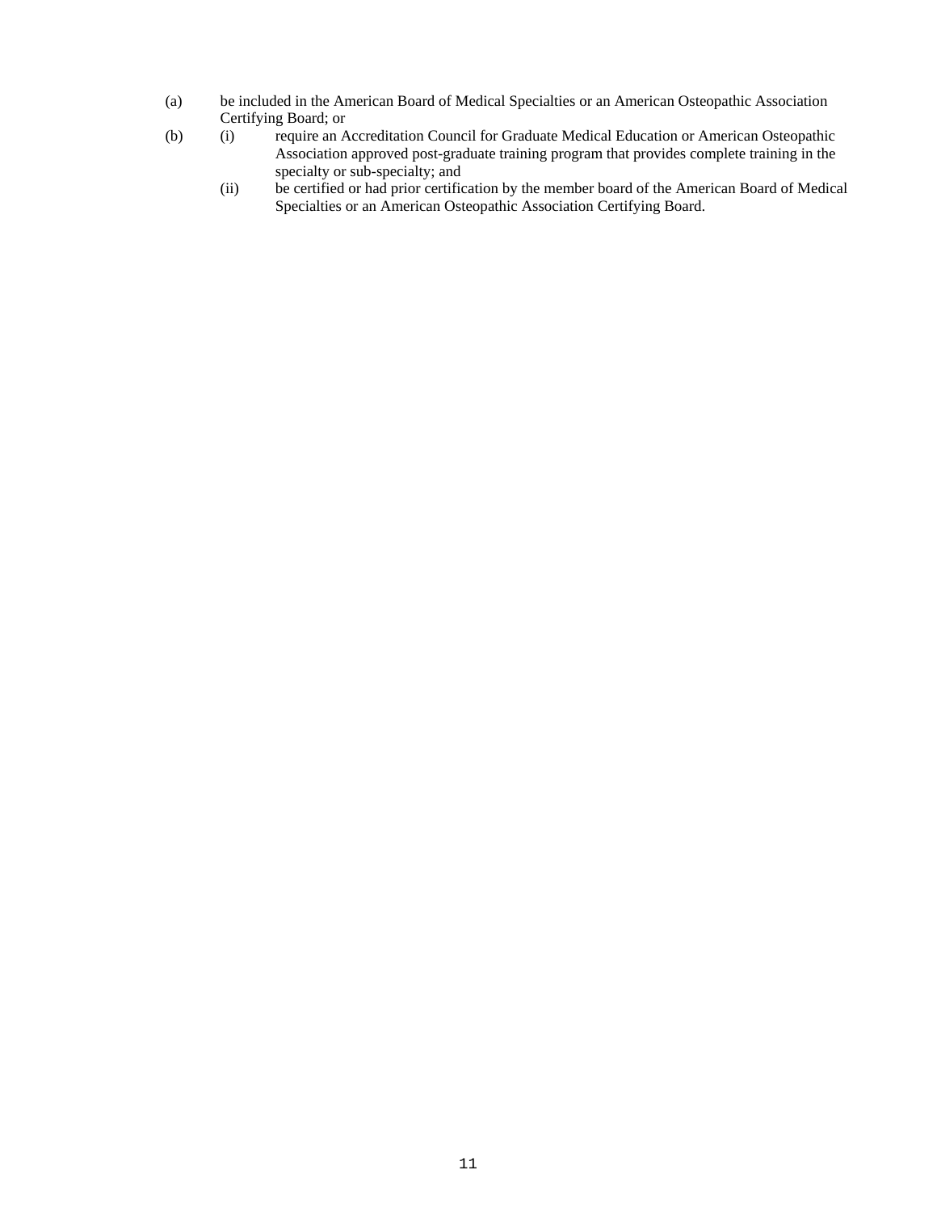(a) be included in the American Board of Medical Specialties or an American Osteopathic Association Certifying Board; or

(b) (i) require an Accreditation Council for Graduate Medical Education or American Osteopathic Association approved post-graduate training program that provides complete training in the specialty or sub-specialty; and

(ii) be certified or had prior certification by the member board of the American Board of Medical Specialties or an American Osteopathic Association Certifying Board.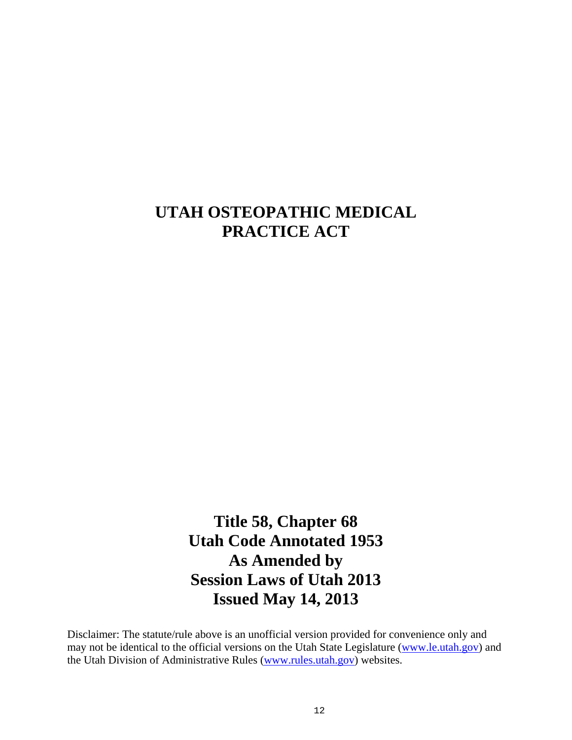# UTAH OSTEOPATHIC MEDICAL PRACTICE ACT

## Title 58, Chapter 68
## Utah Code Annotated 1953
## As Amended by
## Session Laws of Utah 2013
## Issued May 14, 2013

Disclaimer: The statute/rule above is an unofficial version provided for convenience only and may not be identical to the official versions on the Utah State Legislature (www.le.utah.gov) and the Utah Division of Administrative Rules (www.rules.utah.gov) websites.